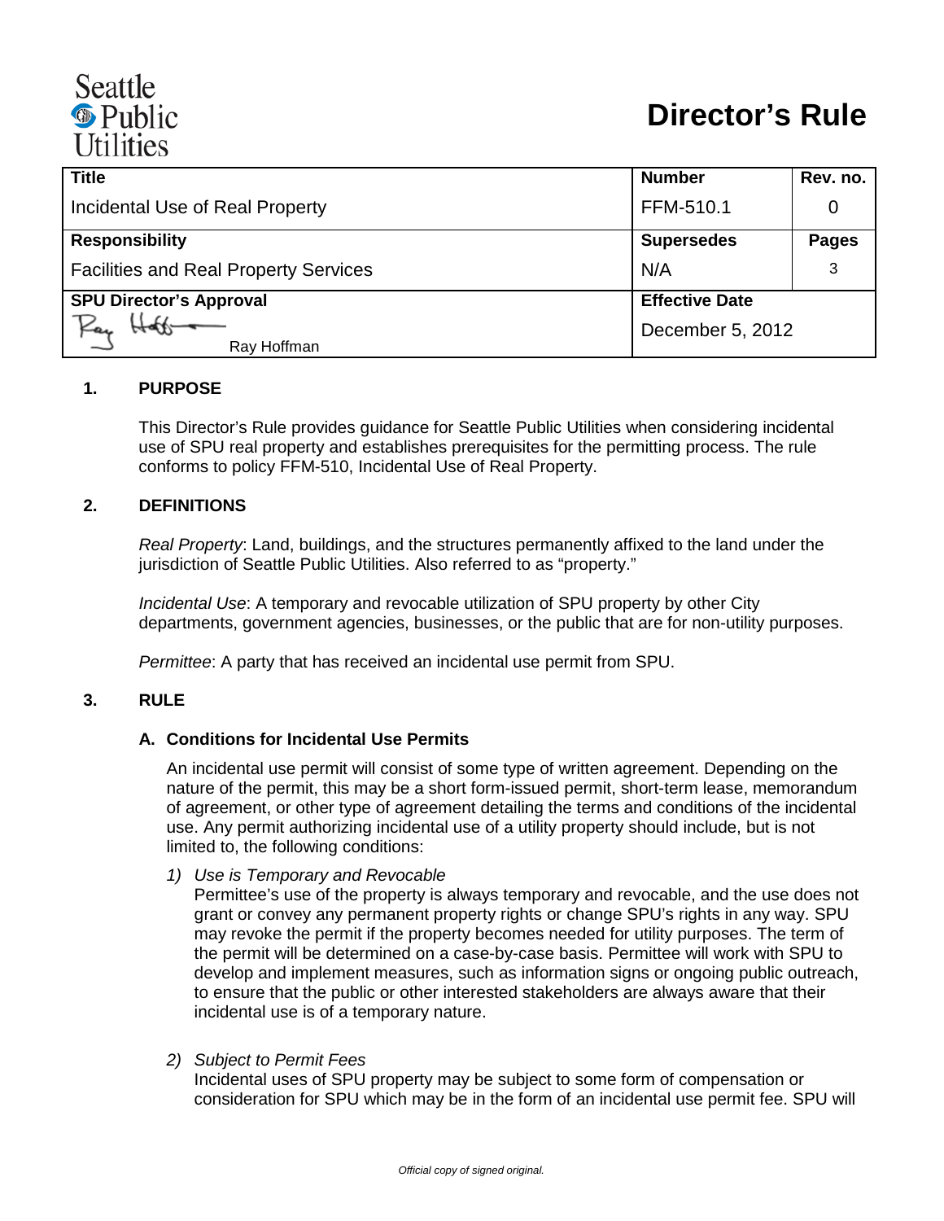# Director's Rule

| Title | Number | Rev. no. |
|---|---|---|
| Incidental Use of Real Property | FFM-510.1 | 0 |
| **Responsibility** | **Supersedes** | **Pages** |
| Facilities and Real Property Services | N/A | 3 |
| **SPU Director's Approval** | **Effective Date** | |
| Ray Hoffman | December 5, 2012 | |

## 1. PURPOSE

This Director's Rule provides guidance for Seattle Public Utilities when considering incidental use of SPU real property and establishes prerequisites for the permitting process. The rule conforms to policy FFM-510, Incidental Use of Real Property.

## 2. DEFINITIONS

*Real Property*: Land, buildings, and the structures permanently affixed to the land under the jurisdiction of Seattle Public Utilities. Also referred to as "property."

*Incidental Use*: A temporary and revocable utilization of SPU property by other City departments, government agencies, businesses, or the public that are for non-utility purposes.

*Permittee*: A party that has received an incidental use permit from SPU.

## 3. RULE

### A. Conditions for Incidental Use Permits

An incidental use permit will consist of some type of written agreement. Depending on the nature of the permit, this may be a short form-issued permit, short-term lease, memorandum of agreement, or other type of agreement detailing the terms and conditions of the incidental use. Any permit authorizing incidental use of a utility property should include, but is not limited to, the following conditions:

1) *Use is Temporary and Revocable*
   Permittee's use of the property is always temporary and revocable, and the use does not grant or convey any permanent property rights or change SPU's rights in any way. SPU may revoke the permit if the property becomes needed for utility purposes. The term of the permit will be determined on a case-by-case basis. Permittee will work with SPU to develop and implement measures, such as information signs or ongoing public outreach, to ensure that the public or other interested stakeholders are always aware that their incidental use is of a temporary nature.

2) *Subject to Permit Fees*
   Incidental uses of SPU property may be subject to some form of compensation or consideration for SPU which may be in the form of an incidental use permit fee. SPU will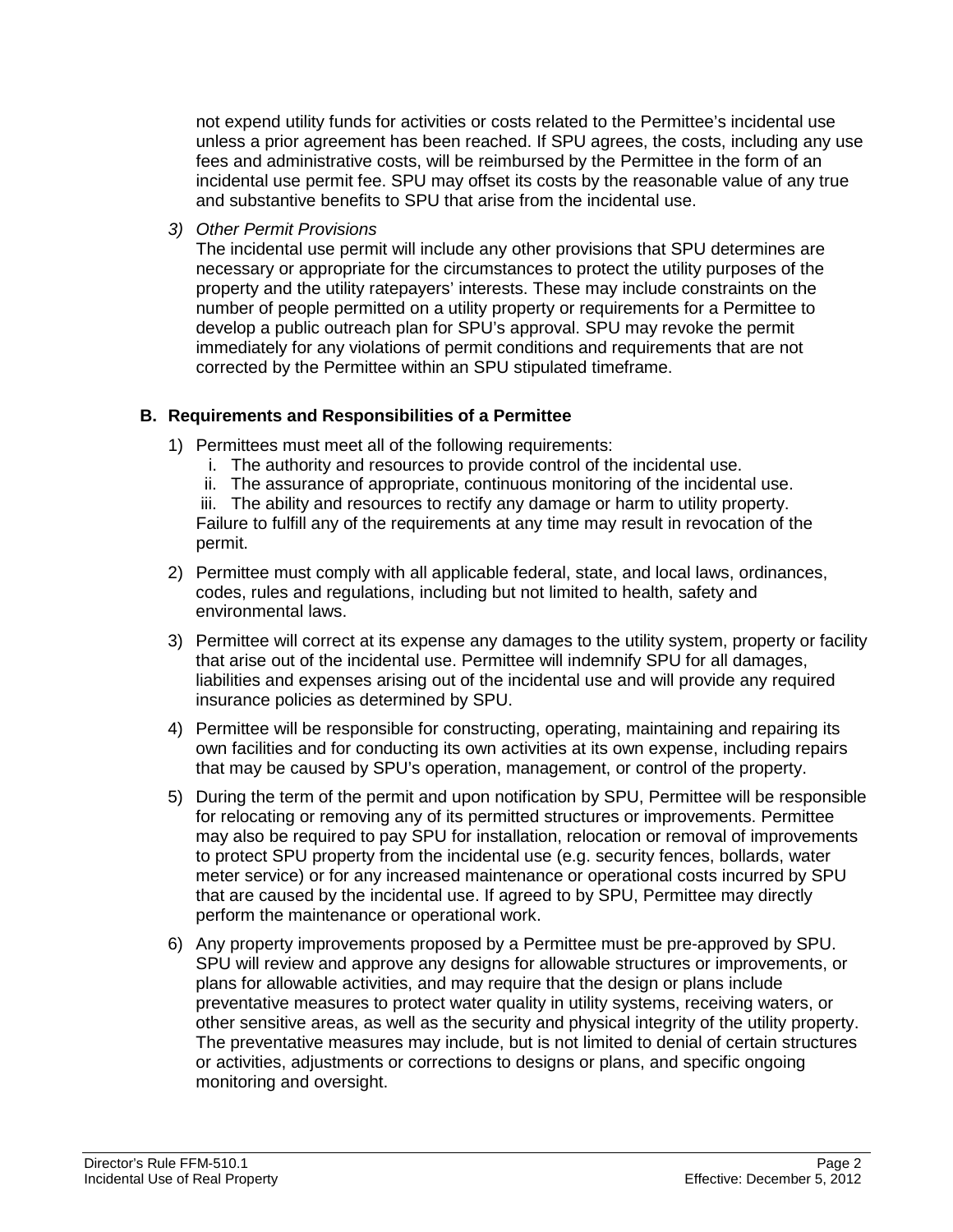not expend utility funds for activities or costs related to the Permittee's incidental use unless a prior agreement has been reached. If SPU agrees, the costs, including any use fees and administrative costs, will be reimbursed by the Permittee in the form of an incidental use permit fee. SPU may offset its costs by the reasonable value of any true and substantive benefits to SPU that arise from the incidental use.

3) *Other Permit Provisions*
   The incidental use permit will include any other provisions that SPU determines are necessary or appropriate for the circumstances to protect the utility purposes of the property and the utility ratepayers' interests. These may include constraints on the number of people permitted on a utility property or requirements for a Permittee to develop a public outreach plan for SPU's approval. SPU may revoke the permit immediately for any violations of permit conditions and requirements that are not corrected by the Permittee within an SPU stipulated timeframe.

### B. Requirements and Responsibilities of a Permittee

1) Permittees must meet all of the following requirements:
   i. The authority and resources to provide control of the incidental use.
   ii. The assurance of appropriate, continuous monitoring of the incidental use.
   iii. The ability and resources to rectify any damage or harm to utility property.

   Failure to fulfill any of the requirements at any time may result in revocation of the permit.

2) Permittee must comply with all applicable federal, state, and local laws, ordinances, codes, rules and regulations, including but not limited to health, safety and environmental laws.

3) Permittee will correct at its expense any damages to the utility system, property or facility that arise out of the incidental use. Permittee will indemnify SPU for all damages, liabilities and expenses arising out of the incidental use and will provide any required insurance policies as determined by SPU.

4) Permittee will be responsible for constructing, operating, maintaining and repairing its own facilities and for conducting its own activities at its own expense, including repairs that may be caused by SPU's operation, management, or control of the property.

5) During the term of the permit and upon notification by SPU, Permittee will be responsible for relocating or removing any of its permitted structures or improvements. Permittee may also be required to pay SPU for installation, relocation or removal of improvements to protect SPU property from the incidental use (e.g. security fences, bollards, water meter service) or for any increased maintenance or operational costs incurred by SPU that are caused by the incidental use. If agreed to by SPU, Permittee may directly perform the maintenance or operational work.

6) Any property improvements proposed by a Permittee must be pre-approved by SPU. SPU will review and approve any designs for allowable structures or improvements, or plans for allowable activities, and may require that the design or plans include preventative measures to protect water quality in utility systems, receiving waters, or other sensitive areas, as well as the security and physical integrity of the utility property. The preventative measures may include, but is not limited to denial of certain structures or activities, adjustments or corrections to designs or plans, and specific ongoing monitoring and oversight.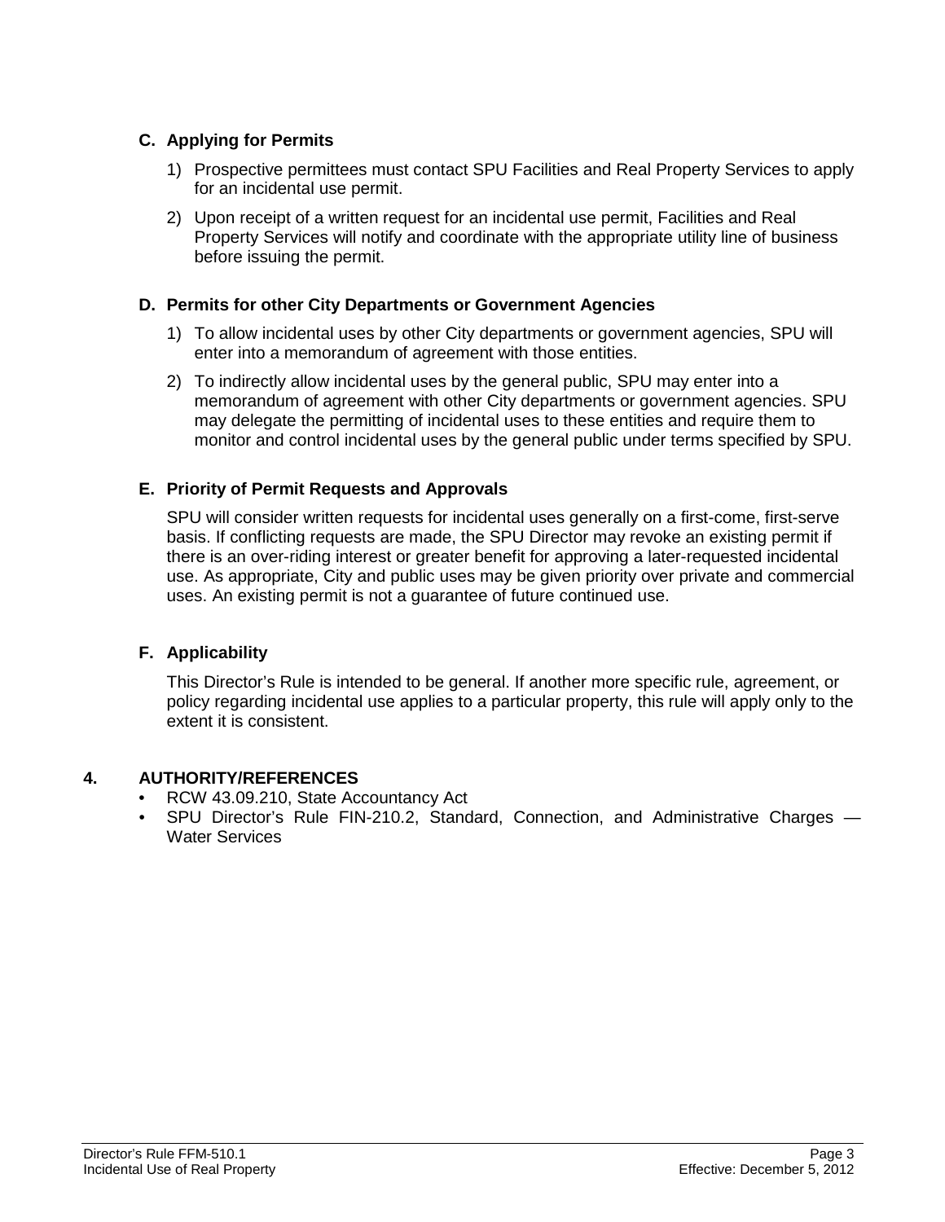### C. Applying for Permits

1) Prospective permittees must contact SPU Facilities and Real Property Services to apply for an incidental use permit.
2) Upon receipt of a written request for an incidental use permit, Facilities and Real Property Services will notify and coordinate with the appropriate utility line of business before issuing the permit.

### D. Permits for other City Departments or Government Agencies

1) To allow incidental uses by other City departments or government agencies, SPU will enter into a memorandum of agreement with those entities.
2) To indirectly allow incidental uses by the general public, SPU may enter into a memorandum of agreement with other City departments or government agencies. SPU may delegate the permitting of incidental uses to these entities and require them to monitor and control incidental uses by the general public under terms specified by SPU.

### E. Priority of Permit Requests and Approvals

SPU will consider written requests for incidental uses generally on a first-come, first-serve basis. If conflicting requests are made, the SPU Director may revoke an existing permit if there is an over-riding interest or greater benefit for approving a later-requested incidental use. As appropriate, City and public uses may be given priority over private and commercial uses. An existing permit is not a guarantee of future continued use.

### F. Applicability

This Director's Rule is intended to be general. If another more specific rule, agreement, or policy regarding incidental use applies to a particular property, this rule will apply only to the extent it is consistent.

## 4. AUTHORITY/REFERENCES

- RCW 43.09.210, State Accountancy Act
- SPU Director's Rule FIN-210.2, Standard, Connection, and Administrative Charges — Water Services